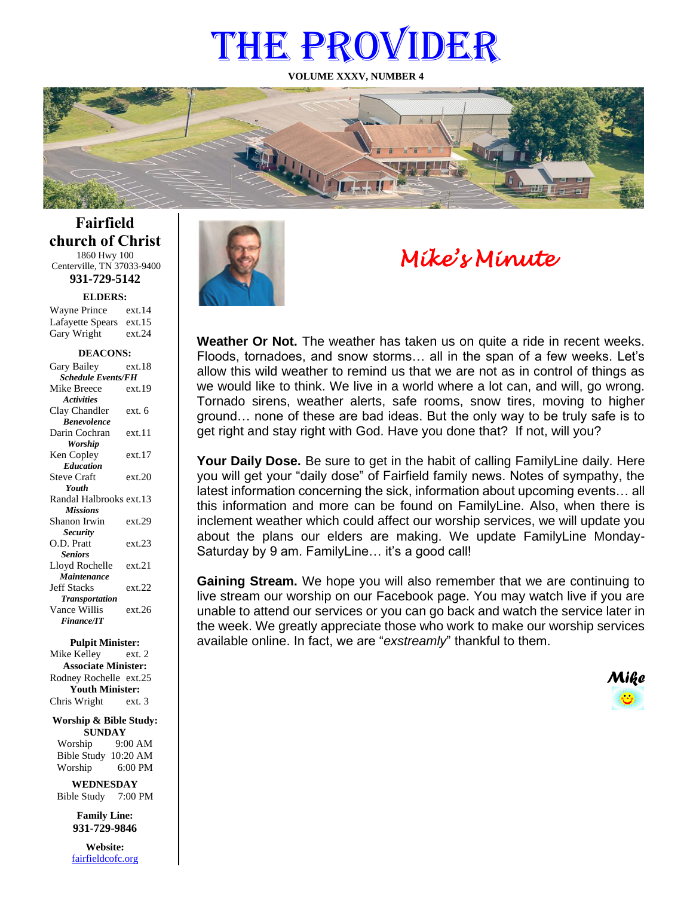# THE PROVIDER

**VOLUME XXXV, NUMBER 4**

## Fairfield church of Christ

1860 Hwy 100
Centerville, TN 37033-9400
**931-729-5142**

**ELDERS:**

Wayne Prince ext.14
Lafayette Spears ext.15
Gary Wright ext.24

**DEACONS:**

Gary Bailey ext.18
*Schedule Events/FH*
Mike Breece ext.19
*Activities*
Clay Chandler ext. 6
*Benevolence*
Darin Cochran ext.11
*Worship*
Ken Copley ext.17
*Education*
Steve Craft ext.20
*Youth*
Randal Halbrooks ext.13
*Missions*
Shanon Irwin ext.29
*Security*
O.D. Pratt ext.23
*Seniors*
Lloyd Rochelle ext.21
*Maintenance*
Jeff Stacks ext.22
*Transportation*
Vance Willis ext.26
*Finance/IT*

**Pulpit Minister:**
Mike Kelley ext. 2
**Associate Minister:**
Rodney Rochelle ext.25
**Youth Minister:**
Chris Wright ext. 3

**Worship & Bible Study:**
**SUNDAY**
Worship 9:00 AM
Bible Study 10:20 AM
Worship 6:00 PM

**WEDNESDAY**
Bible Study 7:00 PM

**Family Line:**
**931-729-9846**

**Website:**
fairfieldcofc.org

## *Mike's Minute*

**Weather Or Not.** The weather has taken us on quite a ride in recent weeks. Floods, tornadoes, and snow storms… all in the span of a few weeks. Let's allow this wild weather to remind us that we are not as in control of things as we would like to think. We live in a world where a lot can, and will, go wrong. Tornado sirens, weather alerts, safe rooms, snow tires, moving to higher ground… none of these are bad ideas. But the only way to be truly safe is to get right and stay right with God. Have you done that? If not, will you?

**Your Daily Dose.** Be sure to get in the habit of calling FamilyLine daily. Here you will get your "daily dose" of Fairfield family news. Notes of sympathy, the latest information concerning the sick, information about upcoming events… all this information and more can be found on FamilyLine. Also, when there is inclement weather which could affect our worship services, we will update you about the plans our elders are making. We update FamilyLine Monday-Saturday by 9 am. FamilyLine… it's a good call!

**Gaining Stream.** We hope you will also remember that we are continuing to live stream our worship on our Facebook page. You may watch live if you are unable to attend our services or you can go back and watch the service later in the week. We greatly appreciate those who work to make our worship services available online. In fact, we are "*exstreamly*" thankful to them.

*Mike*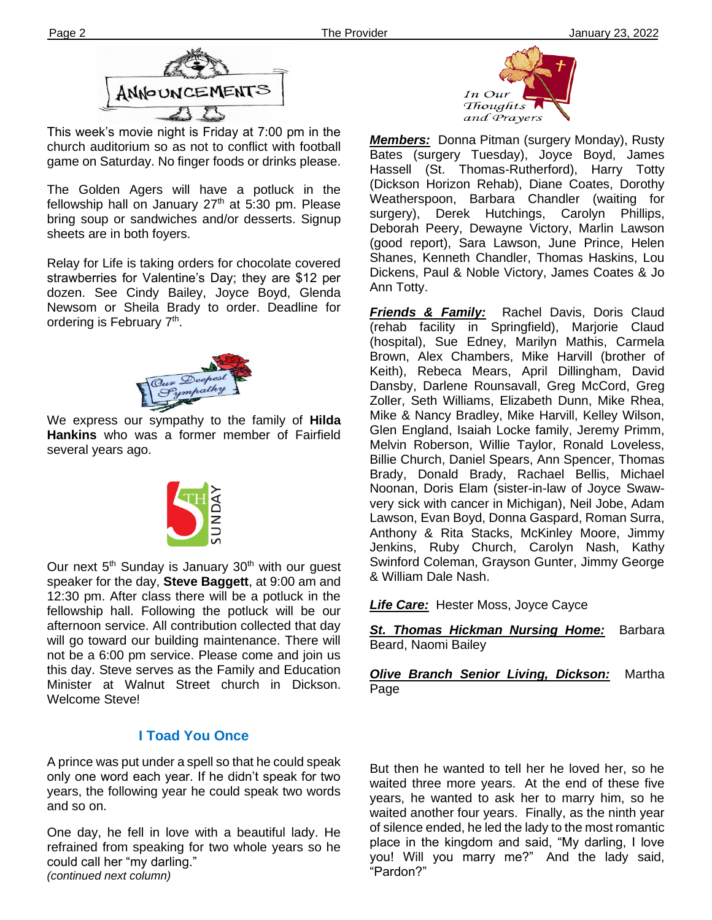# Announcements

This week's movie night is Friday at 7:00 pm in the church auditorium so as not to conflict with football game on Saturday. No finger foods or drinks please.

The Golden Agers will have a potluck in the fellowship hall on January 27th at 5:30 pm. Please bring soup or sandwiches and/or desserts. Signup sheets are in both foyers.

Relay for Life is taking orders for chocolate covered strawberries for Valentine's Day; they are $12 per dozen. See Cindy Bailey, Joyce Boyd, Glenda Newsom or Sheila Brady to order. Deadline for ordering is February 7th.

## Our Deepest Sympathy

We express our sympathy to the family of **Hilda Hankins** who was a former member of Fairfield several years ago.

## 5th Sunday

Our next 5th Sunday is January 30th with our guest speaker for the day, **Steve Baggett**, at 9:00 am and 12:30 pm. After class there will be a potluck in the fellowship hall. Following the potluck will be our afternoon service. All contribution collected that day will go toward our building maintenance. There will not be a 6:00 pm service. Please come and join us this day. Steve serves as the Family and Education Minister at Walnut Street church in Dickson. Welcome Steve!

## I Toad You Once

A prince was put under a spell so that he could speak only one word each year. If he didn't speak for two years, the following year he could speak two words and so on.

One day, he fell in love with a beautiful lady. He refrained from speaking for two whole years so he could call her "my darling."

*(continued next column)*

But then he wanted to tell her he loved her, so he waited three more years. At the end of these five years, he wanted to ask her to marry him, so he waited another four years. Finally, as the ninth year of silence ended, he led the lady to the most romantic place in the kingdom and said, "My darling, I love you! Will you marry me?" And the lady said, "Pardon?"

## In Our Thoughts and Prayers

***Members:*** Donna Pitman (surgery Monday), Rusty Bates (surgery Tuesday), Joyce Boyd, James Hassell (St. Thomas-Rutherford), Harry Totty (Dickson Horizon Rehab), Diane Coates, Dorothy Weatherspoon, Barbara Chandler (waiting for surgery), Derek Hutchings, Carolyn Phillips, Deborah Peery, Dewayne Victory, Marlin Lawson (good report), Sara Lawson, June Prince, Helen Shanes, Kenneth Chandler, Thomas Haskins, Lou Dickens, Paul & Noble Victory, James Coates & Jo Ann Totty.

***Friends & Family:*** Rachel Davis, Doris Claud (rehab facility in Springfield), Marjorie Claud (hospital), Sue Edney, Marilyn Mathis, Carmela Brown, Alex Chambers, Mike Harvill (brother of Keith), Rebeca Mears, April Dillingham, David Dansby, Darlene Rounsavall, Greg McCord, Greg Zoller, Seth Williams, Elizabeth Dunn, Mike Rhea, Mike & Nancy Bradley, Mike Harvill, Kelley Wilson, Glen England, Isaiah Locke family, Jeremy Primm, Melvin Roberson, Willie Taylor, Ronald Loveless, Billie Church, Daniel Spears, Ann Spencer, Thomas Brady, Donald Brady, Rachael Bellis, Michael Noonan, Doris Elam (sister-in-law of Joyce Swaw-very sick with cancer in Michigan), Neil Jobe, Adam Lawson, Evan Boyd, Donna Gaspard, Roman Surra, Anthony & Rita Stacks, McKinley Moore, Jimmy Jenkins, Ruby Church, Carolyn Nash, Kathy Swinford Coleman, Grayson Gunter, Jimmy George & William Dale Nash.

***Life Care:*** Hester Moss, Joyce Cayce

***St. Thomas Hickman Nursing Home:*** Barbara Beard, Naomi Bailey

***Olive Branch Senior Living, Dickson:*** Martha Page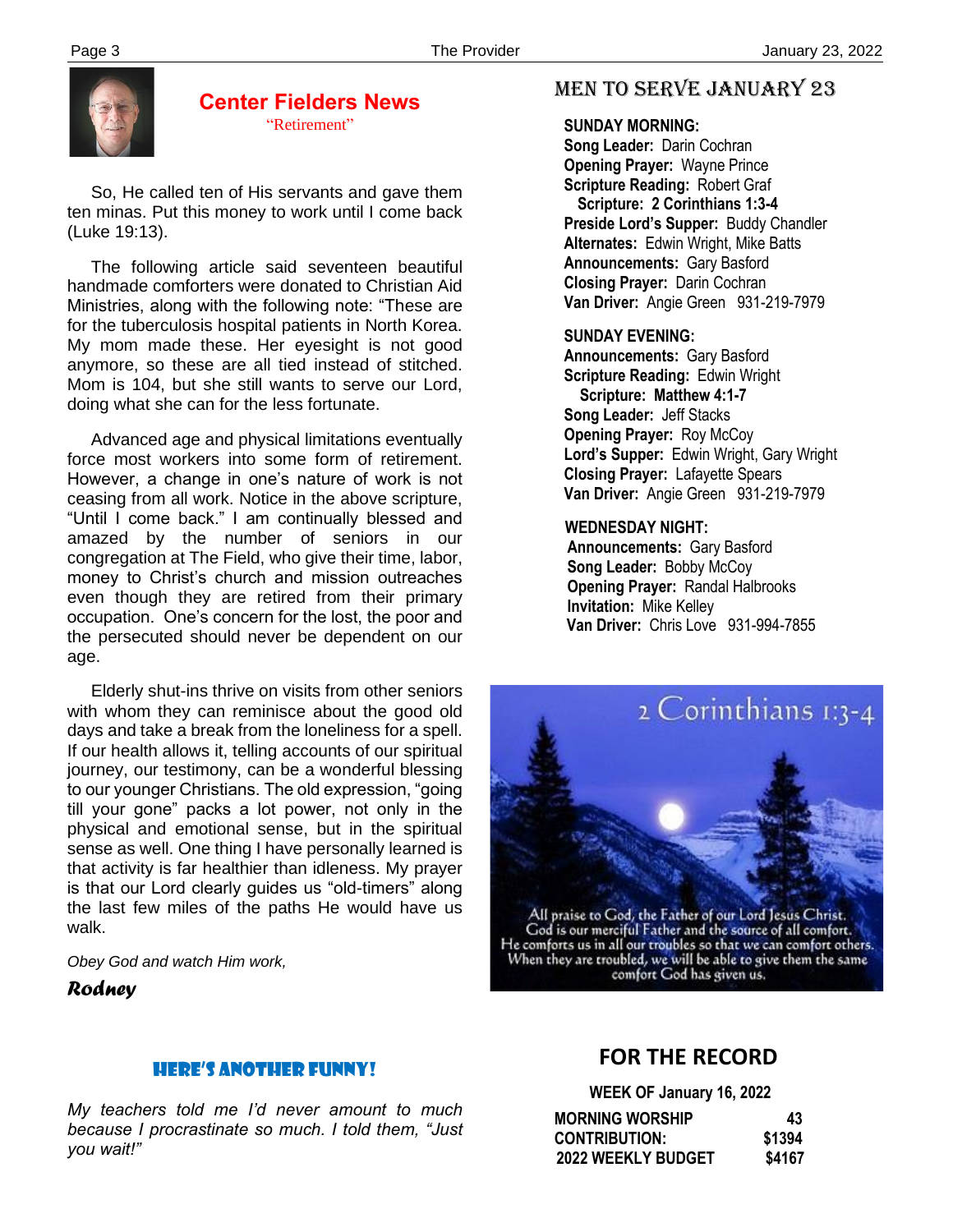## Center Fielders News

"Retirement"

So, He called ten of His servants and gave them ten minas. Put this money to work until I come back (Luke 19:13).

The following article said seventeen beautiful handmade comforters were donated to Christian Aid Ministries, along with the following note: "These are for the tuberculosis hospital patients in North Korea. My mom made these. Her eyesight is not good anymore, so these are all tied instead of stitched. Mom is 104, but she still wants to serve our Lord, doing what she can for the less fortunate.

Advanced age and physical limitations eventually force most workers into some form of retirement. However, a change in one's nature of work is not ceasing from all work. Notice in the above scripture, "Until I come back." I am continually blessed and amazed by the number of seniors in our congregation at The Field, who give their time, labor, money to Christ's church and mission outreaches even though they are retired from their primary occupation. One's concern for the lost, the poor and the persecuted should never be dependent on our age.

Elderly shut-ins thrive on visits from other seniors with whom they can reminisce about the good old days and take a break from the loneliness for a spell. If our health allows it, telling accounts of our spiritual journey, our testimony, can be a wonderful blessing to our younger Christians. The old expression, "going till your gone" packs a lot power, not only in the physical and emotional sense, but in the spiritual sense as well. One thing I have personally learned is that activity is far healthier than idleness. My prayer is that our Lord clearly guides us "old-timers" along the last few miles of the paths He would have us walk.

*Obey God and watch Him work,*

***Rodney***

## Here's Another Funny!

*My teachers told me I'd never amount to much because I procrastinate so much. I told them, "Just you wait!"*

## Men to Serve January 23

**SUNDAY MORNING:**
**Song Leader:** Darin Cochran
**Opening Prayer:** Wayne Prince
**Scripture Reading:** Robert Graf
**Scripture: 2 Corinthians 1:3-4**
**Preside Lord's Supper:** Buddy Chandler
**Alternates:** Edwin Wright, Mike Batts
**Announcements:** Gary Basford
**Closing Prayer:** Darin Cochran
**Van Driver:** Angie Green 931-219-7979

**SUNDAY EVENING:**
**Announcements:** Gary Basford
**Scripture Reading:** Edwin Wright
**Scripture: Matthew 4:1-7**
**Song Leader:** Jeff Stacks
**Opening Prayer:** Roy McCoy
**Lord's Supper:** Edwin Wright, Gary Wright
**Closing Prayer:** Lafayette Spears
**Van Driver:** Angie Green 931-219-7979

**WEDNESDAY NIGHT:**
**Announcements:** Gary Basford
**Song Leader:** Bobby McCoy
**Opening Prayer:** Randal Halbrooks
**Invitation:** Mike Kelley
**Van Driver:** Chris Love 931-994-7855

2 Corinthians 1:3-4

All praise to God, the Father of our Lord Jesus Christ. God is our merciful Father and the source of all comfort. He comforts us in all our troubles so that we can comfort others. When they are troubled, we will be able to give them the same comfort God has given us.

## FOR THE RECORD

**WEEK OF January 16, 2022**

| | |
|---|---|
| **MORNING WORSHIP** | **43** |
| **CONTRIBUTION:** | **$1394** |
| **2022 WEEKLY BUDGET** | **$4167** |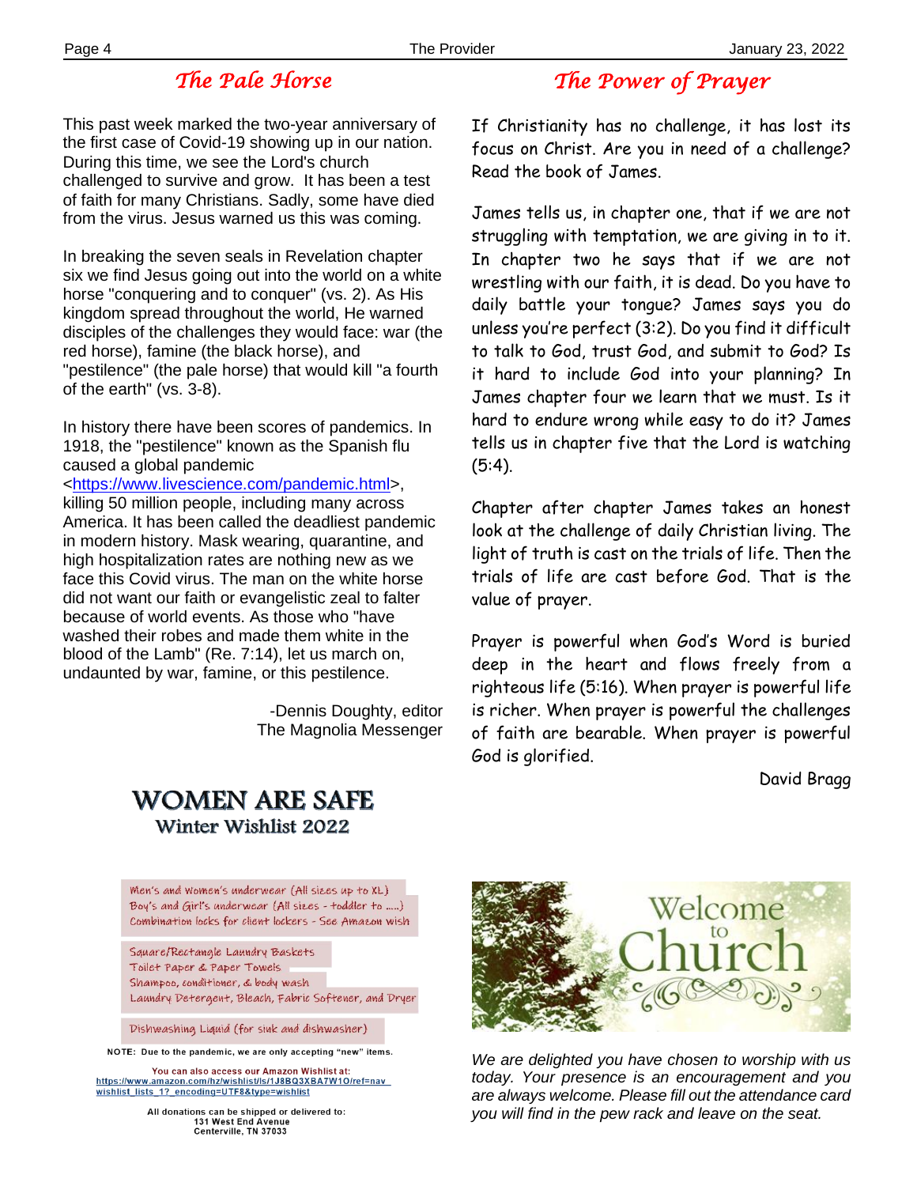## The Pale Horse

This past week marked the two-year anniversary of the first case of Covid-19 showing up in our nation. During this time, we see the Lord's church challenged to survive and grow. It has been a test of faith for many Christians. Sadly, some have died from the virus. Jesus warned us this was coming.

In breaking the seven seals in Revelation chapter six we find Jesus going out into the world on a white horse "conquering and to conquer" (vs. 2). As His kingdom spread throughout the world, He warned disciples of the challenges they would face: war (the red horse), famine (the black horse), and "pestilence" (the pale horse) that would kill "a fourth of the earth" (vs. 3-8).

In history there have been scores of pandemics. In 1918, the "pestilence" known as the Spanish flu caused a global pandemic <https://www.livescience.com/pandemic.html>, killing 50 million people, including many across America. It has been called the deadliest pandemic in modern history. Mask wearing, quarantine, and high hospitalization rates are nothing new as we face this Covid virus. The man on the white horse did not want our faith or evangelistic zeal to falter because of world events. As those who "have washed their robes and made them white in the blood of the Lamb" (Re. 7:14), let us march on, undaunted by war, famine, or this pestilence.

-Dennis Doughty, editor
The Magnolia Messenger

## The Power of Prayer

If Christianity has no challenge, it has lost its focus on Christ. Are you in need of a challenge? Read the book of James.

James tells us, in chapter one, that if we are not struggling with temptation, we are giving in to it. In chapter two he says that if we are not wrestling with our faith, it is dead. Do you have to daily battle your tongue? James says you do unless you're perfect (3:2). Do you find it difficult to talk to God, trust God, and submit to God? Is it hard to include God into your planning? In James chapter four we learn that we must. Is it hard to endure wrong while easy to do it? James tells us in chapter five that the Lord is watching (5:4).

Chapter after chapter James takes an honest look at the challenge of daily Christian living. The light of truth is cast on the trials of life. Then the trials of life are cast before God. That is the value of prayer.

Prayer is powerful when God's Word is buried deep in the heart and flows freely from a righteous life (5:16). When prayer is powerful life is richer. When prayer is powerful the challenges of faith are bearable. When prayer is powerful God is glorified.

David Bragg

## WOMEN ARE SAFE
### Winter Wishlist 2022

- Men's and Women's underwear (All sizes up to XL)
- Boy's and Girl's underwear (All sizes - toddler to .....)
- Combination locks for client lockers - See Amazon wish

- Square/Rectangle Laundry Baskets
- Toilet Paper & Paper Towels
- Shampoo, conditioner, & body wash
- Laundry Detergent, Bleach, Fabric Softener, and Dryer

- Dishwashing Liquid (for sink and dishwasher)

**NOTE: Due to the pandemic, we are only accepting "new" items.**

You can also access our Amazon Wishlist at:
https://www.amazon.com/hz/wishlist/ls/1J8BQ3XBA7W1O/ref=nav_wishlist_lists_1?_encoding=UTF8&type=wishlist

All donations can be shipped or delivered to:
131 West End Avenue
Centerville, TN 37033

Welcome to Church

*We are delighted you have chosen to worship with us today. Your presence is an encouragement and you are always welcome. Please fill out the attendance card you will find in the pew rack and leave on the seat.*